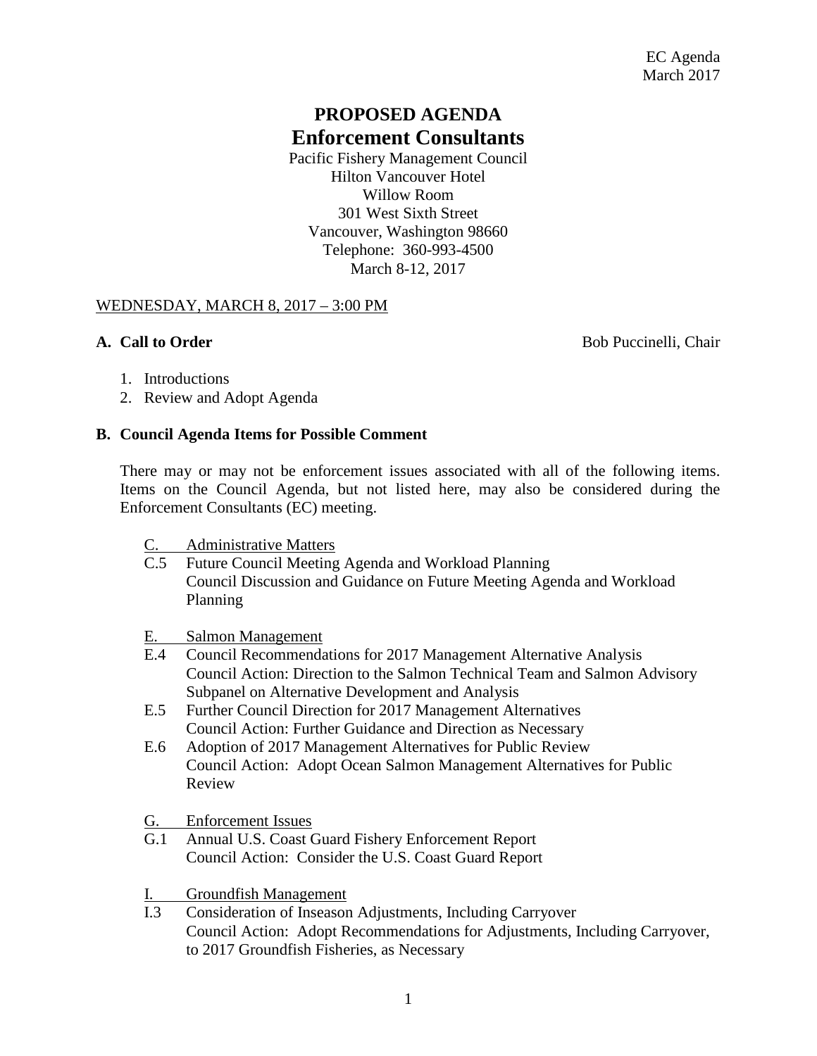EC Agenda
March 2017

# PROPOSED AGENDA
# Enforcement Consultants

Pacific Fishery Management Council
Hilton Vancouver Hotel
Willow Room
301 West Sixth Street
Vancouver, Washington 98660
Telephone: 360-993-4500
March 8-12, 2017

<u>WEDNESDAY, MARCH 8, 2017 – 3:00 PM</u>

**A. Call to Order** Bob Puccinelli, Chair

1. Introductions
2. Review and Adopt Agenda

**B. Council Agenda Items for Possible Comment**

There may or may not be enforcement issues associated with all of the following items. Items on the Council Agenda, but not listed here, may also be considered during the Enforcement Consultants (EC) meeting.

<u>C. Administrative Matters</u>

C.5 Future Council Meeting Agenda and Workload Planning
Council Discussion and Guidance on Future Meeting Agenda and Workload Planning

<u>E. Salmon Management</u>

E.4 Council Recommendations for 2017 Management Alternative Analysis
Council Action: Direction to the Salmon Technical Team and Salmon Advisory Subpanel on Alternative Development and Analysis

E.5 Further Council Direction for 2017 Management Alternatives
Council Action: Further Guidance and Direction as Necessary

E.6 Adoption of 2017 Management Alternatives for Public Review
Council Action: Adopt Ocean Salmon Management Alternatives for Public Review

<u>G. Enforcement Issues</u>

G.1 Annual U.S. Coast Guard Fishery Enforcement Report
Council Action: Consider the U.S. Coast Guard Report

<u>I. Groundfish Management</u>

I.3 Consideration of Inseason Adjustments, Including Carryover
Council Action: Adopt Recommendations for Adjustments, Including Carryover, to 2017 Groundfish Fisheries, as Necessary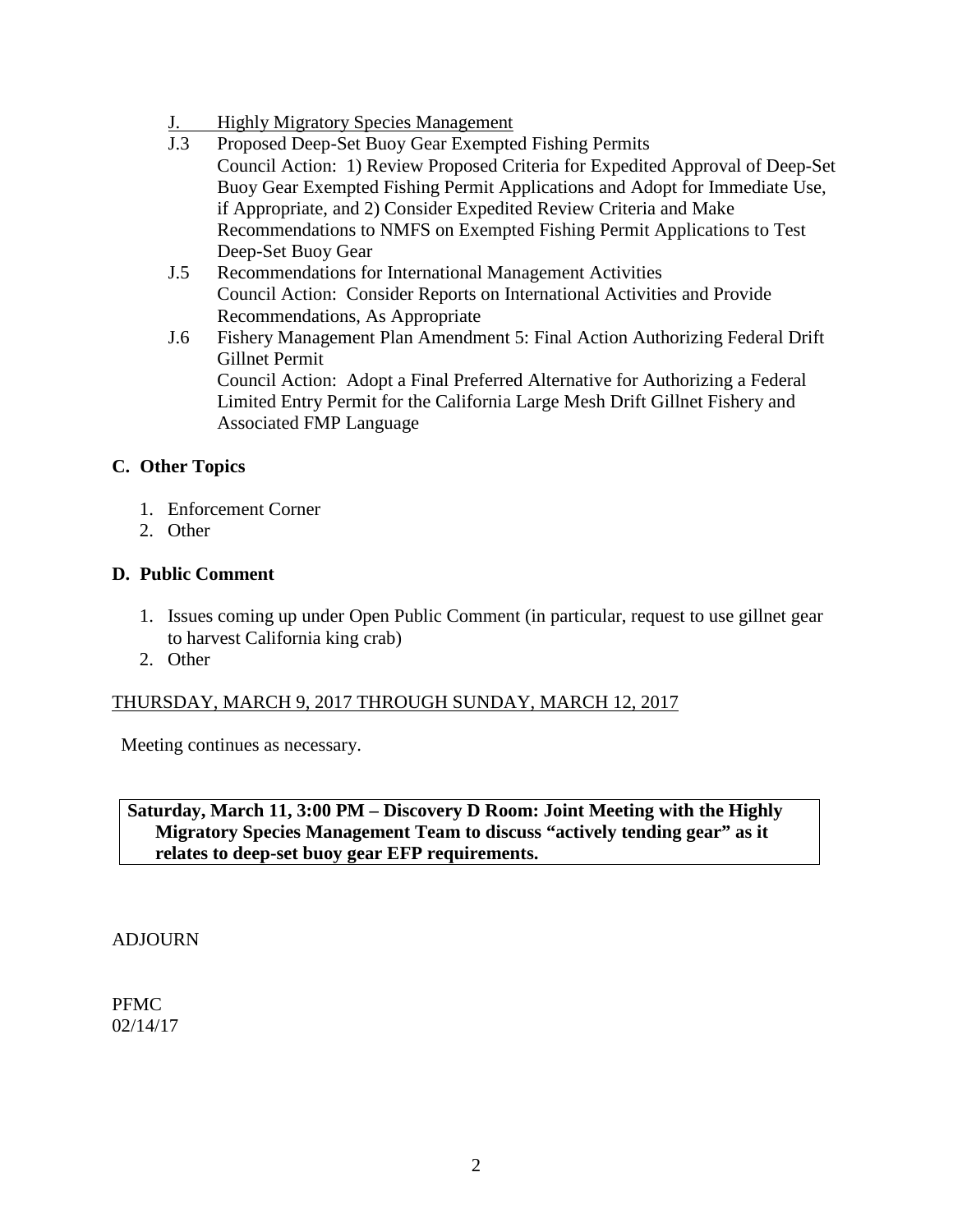J. Highly Migratory Species Management

J.3 Proposed Deep-Set Buoy Gear Exempted Fishing Permits
Council Action: 1) Review Proposed Criteria for Expedited Approval of Deep-Set Buoy Gear Exempted Fishing Permit Applications and Adopt for Immediate Use, if Appropriate, and 2) Consider Expedited Review Criteria and Make Recommendations to NMFS on Exempted Fishing Permit Applications to Test Deep-Set Buoy Gear

J.5 Recommendations for International Management Activities
Council Action: Consider Reports on International Activities and Provide Recommendations, As Appropriate

J.6 Fishery Management Plan Amendment 5: Final Action Authorizing Federal Drift Gillnet Permit
Council Action: Adopt a Final Preferred Alternative for Authorizing a Federal Limited Entry Permit for the California Large Mesh Drift Gillnet Fishery and Associated FMP Language

**C. Other Topics**

1. Enforcement Corner
2. Other

**D. Public Comment**

1. Issues coming up under Open Public Comment (in particular, request to use gillnet gear to harvest California king crab)
2. Other

THURSDAY, MARCH 9, 2017 THROUGH SUNDAY, MARCH 12, 2017

Meeting continues as necessary.

**Saturday, March 11, 3:00 PM – Discovery D Room: Joint Meeting with the Highly Migratory Species Management Team to discuss "actively tending gear" as it relates to deep-set buoy gear EFP requirements.**

ADJOURN

PFMC
02/14/17